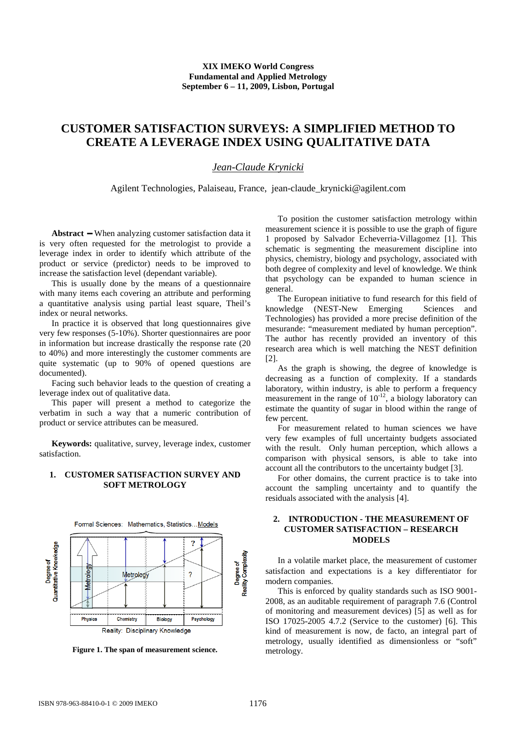**XIX IMEKO World Congress**
**Fundamental and Applied Metrology**
**September 6 – 11, 2009, Lisbon, Portugal**

# CUSTOMER SATISFACTION SURVEYS: A SIMPLIFIED METHOD TO CREATE A LEVERAGE INDEX USING QUALITATIVE DATA

*Jean-Claude Krynicki*

Agilent Technologies, Palaiseau, France, jean-claude_krynicki@agilent.com

**Abstract** − When analyzing customer satisfaction data it is very often requested for the metrologist to provide a leverage index in order to identify which attribute of the product or service (predictor) needs to be improved to increase the satisfaction level (dependant variable).

This is usually done by the means of a questionnaire with many items each covering an attribute and performing a quantitative analysis using partial least square, Theil's index or neural networks.

In practice it is observed that long questionnaires give very few responses (5-10%). Shorter questionnaires are poor in information but increase drastically the response rate (20 to 40%) and more interestingly the customer comments are quite systematic (up to 90% of opened questions are documented).

Facing such behavior leads to the question of creating a leverage index out of qualitative data.

This paper will present a method to categorize the verbatim in such a way that a numeric contribution of product or service attributes can be measured.

**Keywords:** qualitative, survey, leverage index, customer satisfaction.

## 1. CUSTOMER SATISFACTION SURVEY AND SOFT METROLOGY

Formal Sciences: Mathematics, Statistics…Models

Degree of Quantitative Knowledge | Degree of Reality Complexity

Metrology | Metrology | ? | ?

Physics | Chemistry | Biology | Psychology

Reality: Disciplinary Knowledge

**Figure 1. The span of measurement science.**

To position the customer satisfaction metrology within measurement science it is possible to use the graph of figure 1 proposed by Salvador Echeverria-Villagomez [1]. This schematic is segmenting the measurement discipline into physics, chemistry, biology and psychology, associated with both degree of complexity and level of knowledge. We think that psychology can be expanded to human science in general.

The European initiative to fund research for this field of knowledge (NEST-New Emerging Sciences and Technologies) has provided a more precise definition of the mesurande: "measurement mediated by human perception". The author has recently provided an inventory of this research area which is well matching the NEST definition [2].

As the graph is showing, the degree of knowledge is decreasing as a function of complexity. If a standards laboratory, within industry, is able to perform a frequency measurement in the range of $10^{-12}$, a biology laboratory can estimate the quantity of sugar in blood within the range of few percent.

For measurement related to human sciences we have very few examples of full uncertainty budgets associated with the result. Only human perception, which allows a comparison with physical sensors, is able to take into account all the contributors to the uncertainty budget [3].

For other domains, the current practice is to take into account the sampling uncertainty and to quantify the residuals associated with the analysis [4].

## 2. INTRODUCTION - THE MEASUREMENT OF CUSTOMER SATISFACTION – RESEARCH MODELS

In a volatile market place, the measurement of customer satisfaction and expectations is a key differentiator for modern companies.

This is enforced by quality standards such as ISO 9001-2008, as an auditable requirement of paragraph 7.6 (Control of monitoring and measurement devices) [5] as well as for ISO 17025-2005 4.7.2 (Service to the customer) [6]. This kind of measurement is now, de facto, an integral part of metrology, usually identified as dimensionless or "soft" metrology.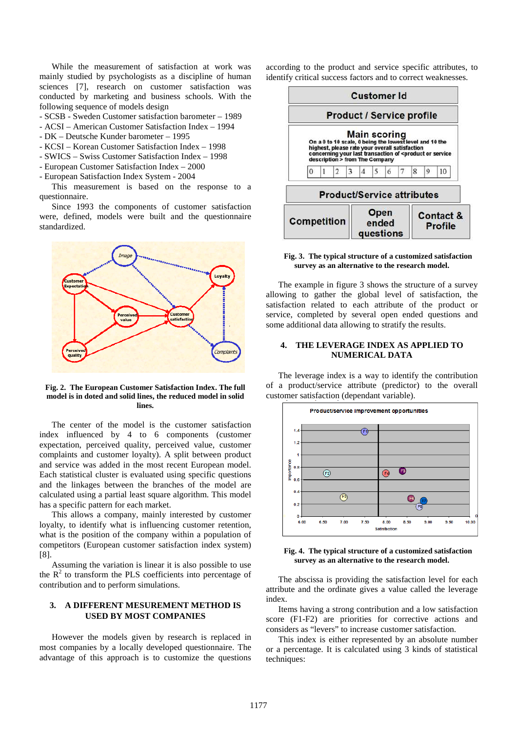While the measurement of satisfaction at work was mainly studied by psychologists as a discipline of human sciences [7], research on customer satisfaction was conducted by marketing and business schools. With the following sequence of models design

- SCSB - Sweden Customer satisfaction barometer – 1989
- ACSI – American Customer Satisfaction Index – 1994
- DK – Deutsche Kunder barometer – 1995
- KCSI – Korean Customer Satisfaction Index – 1998
- SWICS – Swiss Customer Satisfaction Index – 1998
- European Customer Satisfaction Index – 2000
- European Satisfaction Index System - 2004

This measurement is based on the response to a questionnaire.

Since 1993 the components of customer satisfaction were, defined, models were built and the questionnaire standardized.

**Fig. 2. The European Customer Satisfaction Index. The full model is in doted and solid lines, the reduced model in solid lines.**

The center of the model is the customer satisfaction index influenced by 4 to 6 components (customer expectation, perceived quality, perceived value, customer complaints and customer loyalty). A split between product and service was added in the most recent European model. Each statistical cluster is evaluated using specific questions and the linkages between the branches of the model are calculated using a partial least square algorithm. This model has a specific pattern for each market.

This allows a company, mainly interested by customer loyalty, to identify what is influencing customer retention, what is the position of the company within a population of competitors (European customer satisfaction index system) [8].

Assuming the variation is linear it is also possible to use the $R^2$ to transform the PLS coefficients into percentage of contribution and to perform simulations.

## 3. A DIFFERENT MESUREMENT METHOD IS USED BY MOST COMPANIES

However the models given by research is replaced in most companies by a locally developed questionnaire. The advantage of this approach is to customize the questions according to the product and service specific attributes, to identify critical success factors and to correct weaknesses.

**Fig. 3. The typical structure of a customized satisfaction survey as an alternative to the research model.**

The example in figure 3 shows the structure of a survey allowing to gather the global level of satisfaction, the satisfaction related to each attribute of the product or service, completed by several open ended questions and some additional data allowing to stratify the results.

## 4. THE LEVERAGE INDEX AS APPLIED TO NUMERICAL DATA

The leverage index is a way to identify the contribution of a product/service attribute (predictor) to the overall customer satisfaction (dependant variable).

**Fig. 4. The typical structure of a customized satisfaction survey as an alternative to the research model.**

The abscissa is providing the satisfaction level for each attribute and the ordinate gives a value called the leverage index.

Items having a strong contribution and a low satisfaction score (F1-F2) are priorities for corrective actions and considers as "levers" to increase customer satisfaction.

This index is either represented by an absolute number or a percentage. It is calculated using 3 kinds of statistical techniques: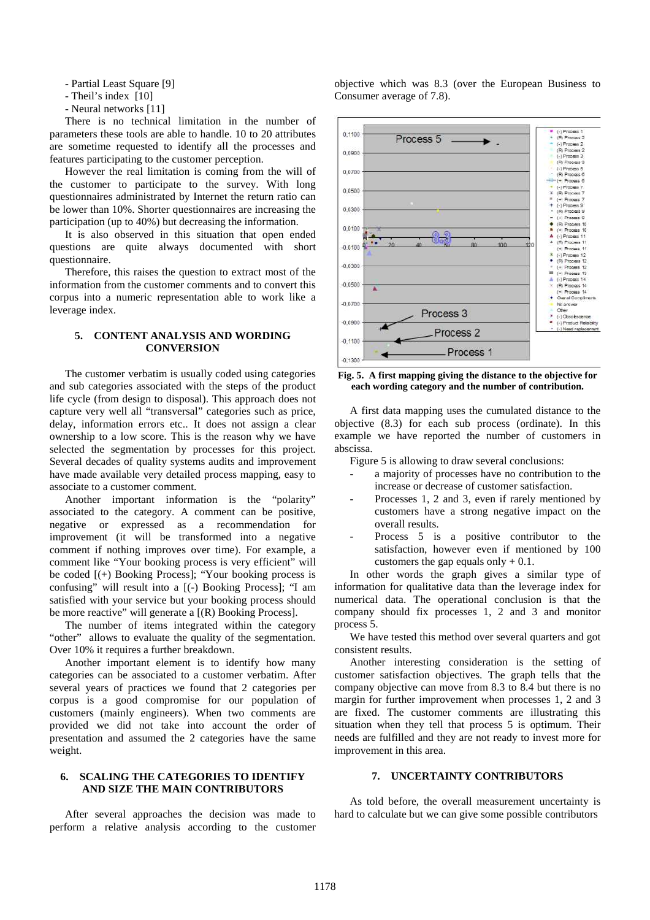- Partial Least Square [9]
- Theil's index [10]
- Neural networks [11]

There is no technical limitation in the number of parameters these tools are able to handle. 10 to 20 attributes are sometime requested to identify all the processes and features participating to the customer perception.

However the real limitation is coming from the will of the customer to participate to the survey. With long questionnaires administrated by Internet the return ratio can be lower than 10%. Shorter questionnaires are increasing the participation (up to 40%) but decreasing the information.

It is also observed in this situation that open ended questions are quite always documented with short questionnaire.

Therefore, this raises the question to extract most of the information from the customer comments and to convert this corpus into a numeric representation able to work like a leverage index.

## 5. CONTENT ANALYSIS AND WORDING CONVERSION

The customer verbatim is usually coded using categories and sub categories associated with the steps of the product life cycle (from design to disposal). This approach does not capture very well all "transversal" categories such as price, delay, information errors etc.. It does not assign a clear ownership to a low score. This is the reason why we have selected the segmentation by processes for this project. Several decades of quality systems audits and improvement have made available very detailed process mapping, easy to associate to a customer comment.

Another important information is the "polarity" associated to the category. A comment can be positive, negative or expressed as a recommendation for improvement (it will be transformed into a negative comment if nothing improves over time). For example, a comment like "Your booking process is very efficient" will be coded [(+) Booking Process]; "Your booking process is confusing" will result into a [(-) Booking Process]; "I am satisfied with your service but your booking process should be more reactive" will generate a [(R) Booking Process].

The number of items integrated within the category "other" allows to evaluate the quality of the segmentation. Over 10% it requires a further breakdown.

Another important element is to identify how many categories can be associated to a customer verbatim. After several years of practices we found that 2 categories per corpus is a good compromise for our population of customers (mainly engineers). When two comments are provided we did not take into account the order of presentation and assumed the 2 categories have the same weight.

## 6. SCALING THE CATEGORIES TO IDENTIFY AND SIZE THE MAIN CONTRIBUTORS

After several approaches the decision was made to perform a relative analysis according to the customer objective which was 8.3 (over the European Business to Consumer average of 7.8).

**Fig. 5. A first mapping giving the distance to the objective for each wording category and the number of contribution.**

A first data mapping uses the cumulated distance to the objective (8.3) for each sub process (ordinate). In this example we have reported the number of customers in abscissa.

Figure 5 is allowing to draw several conclusions:

- a majority of processes have no contribution to the increase or decrease of customer satisfaction.
- Processes 1, 2 and 3, even if rarely mentioned by customers have a strong negative impact on the overall results.
- Process 5 is a positive contributor to the satisfaction, however even if mentioned by 100 customers the gap equals only + 0.1.

In other words the graph gives a similar type of information for qualitative data than the leverage index for numerical data. The operational conclusion is that the company should fix processes 1, 2 and 3 and monitor process 5.

We have tested this method over several quarters and got consistent results.

Another interesting consideration is the setting of customer satisfaction objectives. The graph tells that the company objective can move from 8.3 to 8.4 but there is no margin for further improvement when processes 1, 2 and 3 are fixed. The customer comments are illustrating this situation when they tell that process 5 is optimum. Their needs are fulfilled and they are not ready to invest more for improvement in this area.

## 7. UNCERTAINTY CONTRIBUTORS

As told before, the overall measurement uncertainty is hard to calculate but we can give some possible contributors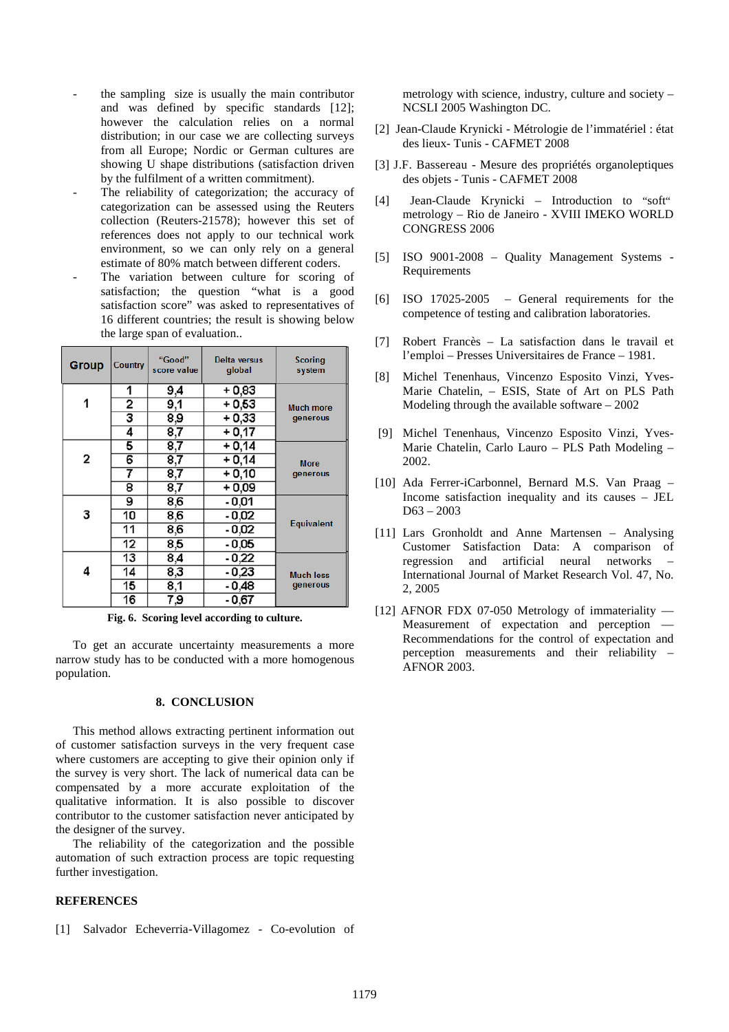- the sampling size is usually the main contributor and was defined by specific standards [12]; however the calculation relies on a normal distribution; in our case we are collecting surveys from all Europe; Nordic or German cultures are showing U shape distributions (satisfaction driven by the fulfilment of a written commitment).
- The reliability of categorization; the accuracy of categorization can be assessed using the Reuters collection (Reuters-21578); however this set of references does not apply to our technical work environment, so we can only rely on a general estimate of 80% match between different coders.
- The variation between culture for scoring of satisfaction; the question "what is a good satisfaction score" was asked to representatives of 16 different countries; the result is showing below the large span of evaluation..

| Group | Country | "Good" score value | Delta versus global | Scoring system |
|---|---|---|---|---|
| 1 | 1 | 9,4 | + 0,83 | Much more generous |
| | 2 | 9,1 | + 0,53 | |
| | 3 | 8,9 | + 0,33 | |
| | 4 | 8,7 | + 0,17 | |
| 2 | 5 | 8,7 | + 0,14 | More generous |
| | 6 | 8,7 | + 0,14 | |
| | 7 | 8,7 | + 0,10 | |
| | 8 | 8,7 | + 0,09 | |
| 3 | 9 | 8,6 | - 0,01 | Equivalent |
| | 10 | 8,6 | - 0,02 | |
| | 11 | 8,6 | - 0,02 | |
| | 12 | 8,5 | - 0,05 | |
| 4 | 13 | 8,4 | - 0,22 | Much less generous |
| | 14 | 8,3 | - 0,23 | |
| | 15 | 8,1 | - 0,48 | |
| | 16 | 7,9 | - 0,67 | |

**Fig. 6. Scoring level according to culture.**

To get an accurate uncertainty measurements a more narrow study has to be conducted with a more homogenous population.

## 8. CONCLUSION

This method allows extracting pertinent information out of customer satisfaction surveys in the very frequent case where customers are accepting to give their opinion only if the survey is very short. The lack of numerical data can be compensated by a more accurate exploitation of the qualitative information. It is also possible to discover contributor to the customer satisfaction never anticipated by the designer of the survey.

The reliability of the categorization and the possible automation of such extraction process are topic requesting further investigation.

## REFERENCES

[1] Salvador Echeverria-Villagomez - Co-evolution of metrology with science, industry, culture and society – NCSLI 2005 Washington DC.

[2] Jean-Claude Krynicki - Métrologie de l'immatériel : état des lieux- Tunis - CAFMET 2008

[3] J.F. Bassereau - Mesure des propriétés organoleptiques des objets - Tunis - CAFMET 2008

[4] Jean-Claude Krynicki – Introduction to "soft" metrology – Rio de Janeiro - XVIII IMEKO WORLD CONGRESS 2006

[5] ISO 9001-2008 – Quality Management Systems - Requirements

[6] ISO 17025-2005 – General requirements for the competence of testing and calibration laboratories.

[7] Robert Francès – La satisfaction dans le travail et l'emploi – Presses Universitaires de France – 1981.

[8] Michel Tenenhaus, Vincenzo Esposito Vinzi, Yves-Marie Chatelin, – ESIS, State of Art on PLS Path Modeling through the available software – 2002

[9] Michel Tenenhaus, Vincenzo Esposito Vinzi, Yves-Marie Chatelin, Carlo Lauro – PLS Path Modeling – 2002.

[10] Ada Ferrer-iCarbonnel, Bernard M.S. Van Praag – Income satisfaction inequality and its causes – JEL D63 – 2003

[11] Lars Gronholdt and Anne Martensen – Analysing Customer Satisfaction Data: A comparison of regression and artificial neural networks – International Journal of Market Research Vol. 47, No. 2, 2005

[12] AFNOR FDX 07-050 Metrology of immateriality — Measurement of expectation and perception — Recommendations for the control of expectation and perception measurements and their reliability – AFNOR 2003.